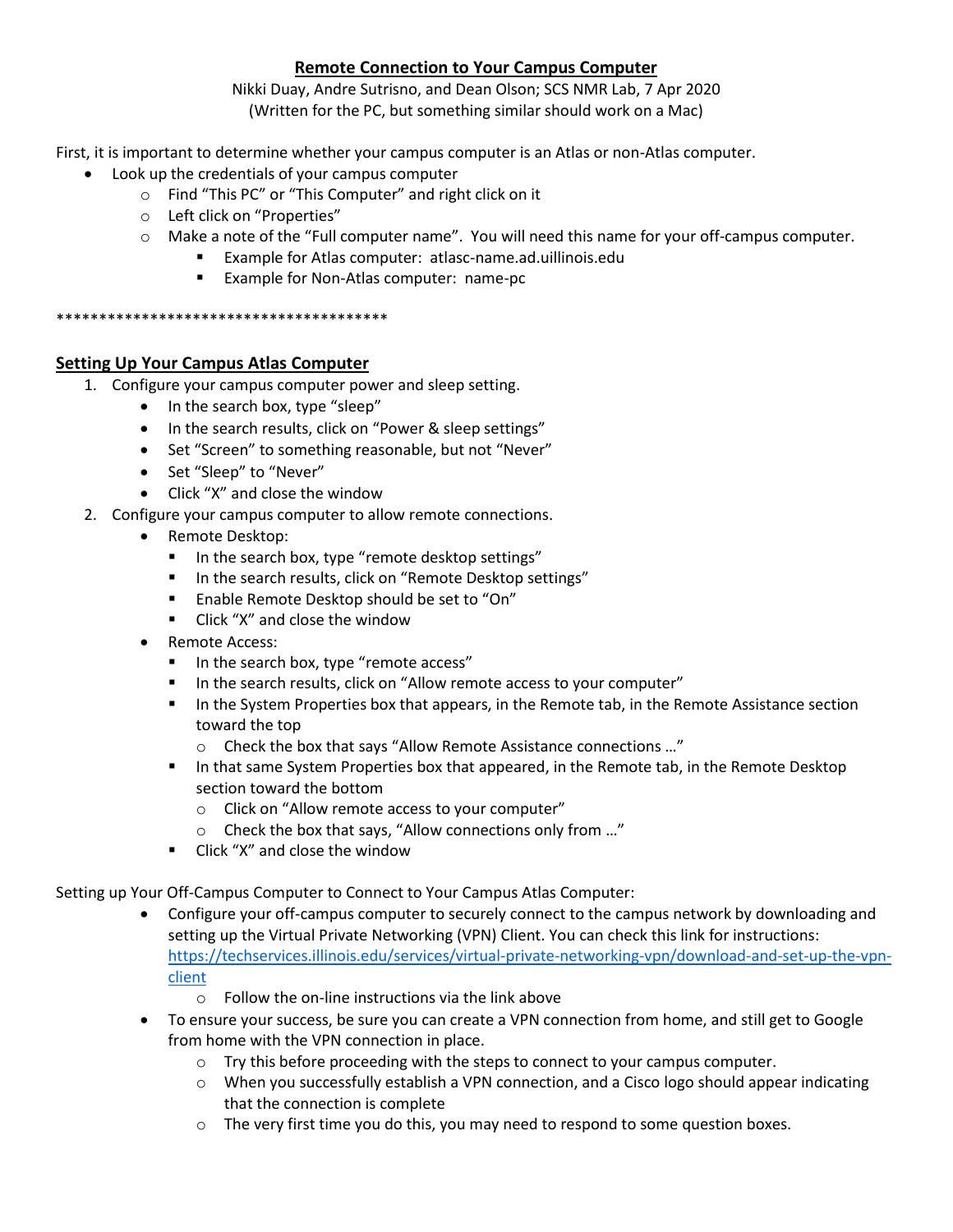# Remote Connection to Your Campus Computer

Nikki Duay, Andre Sutrisno, and Dean Olson; SCS NMR Lab, 7 Apr 2020
(Written for the PC, but something similar should work on a Mac)

First, it is important to determine whether your campus computer is an Atlas or non-Atlas computer.

- Look up the credentials of your campus computer
  - Find "This PC" or "This Computer" and right click on it
  - Left click on "Properties"
  - Make a note of the "Full computer name". You will need this name for your off-campus computer.
    - Example for Atlas computer: atlasc-name.ad.uillinois.edu
    - Example for Non-Atlas computer: name-pc

****************************************

## Setting Up Your Campus Atlas Computer

1. Configure your campus computer power and sleep setting.
   - In the search box, type "sleep"
   - In the search results, click on "Power & sleep settings"
   - Set "Screen" to something reasonable, but not "Never"
   - Set "Sleep" to "Never"
   - Click "X" and close the window
2. Configure your campus computer to allow remote connections.
   - Remote Desktop:
     - In the search box, type "remote desktop settings"
     - In the search results, click on "Remote Desktop settings"
     - Enable Remote Desktop should be set to "On"
     - Click "X" and close the window
   - Remote Access:
     - In the search box, type "remote access"
     - In the search results, click on "Allow remote access to your computer"
     - In the System Properties box that appears, in the Remote tab, in the Remote Assistance section toward the top
       - Check the box that says "Allow Remote Assistance connections …"
     - In that same System Properties box that appeared, in the Remote tab, in the Remote Desktop section toward the bottom
       - Click on "Allow remote access to your computer"
       - Check the box that says, "Allow connections only from …"
     - Click "X" and close the window

Setting up Your Off-Campus Computer to Connect to Your Campus Atlas Computer:

- Configure your off-campus computer to securely connect to the campus network by downloading and setting up the Virtual Private Networking (VPN) Client. You can check this link for instructions: https://techservices.illinois.edu/services/virtual-private-networking-vpn/download-and-set-up-the-vpn-client
  - Follow the on-line instructions via the link above
- To ensure your success, be sure you can create a VPN connection from home, and still get to Google from home with the VPN connection in place.
  - Try this before proceeding with the steps to connect to your campus computer.
  - When you successfully establish a VPN connection, and a Cisco logo should appear indicating that the connection is complete
  - The very first time you do this, you may need to respond to some question boxes.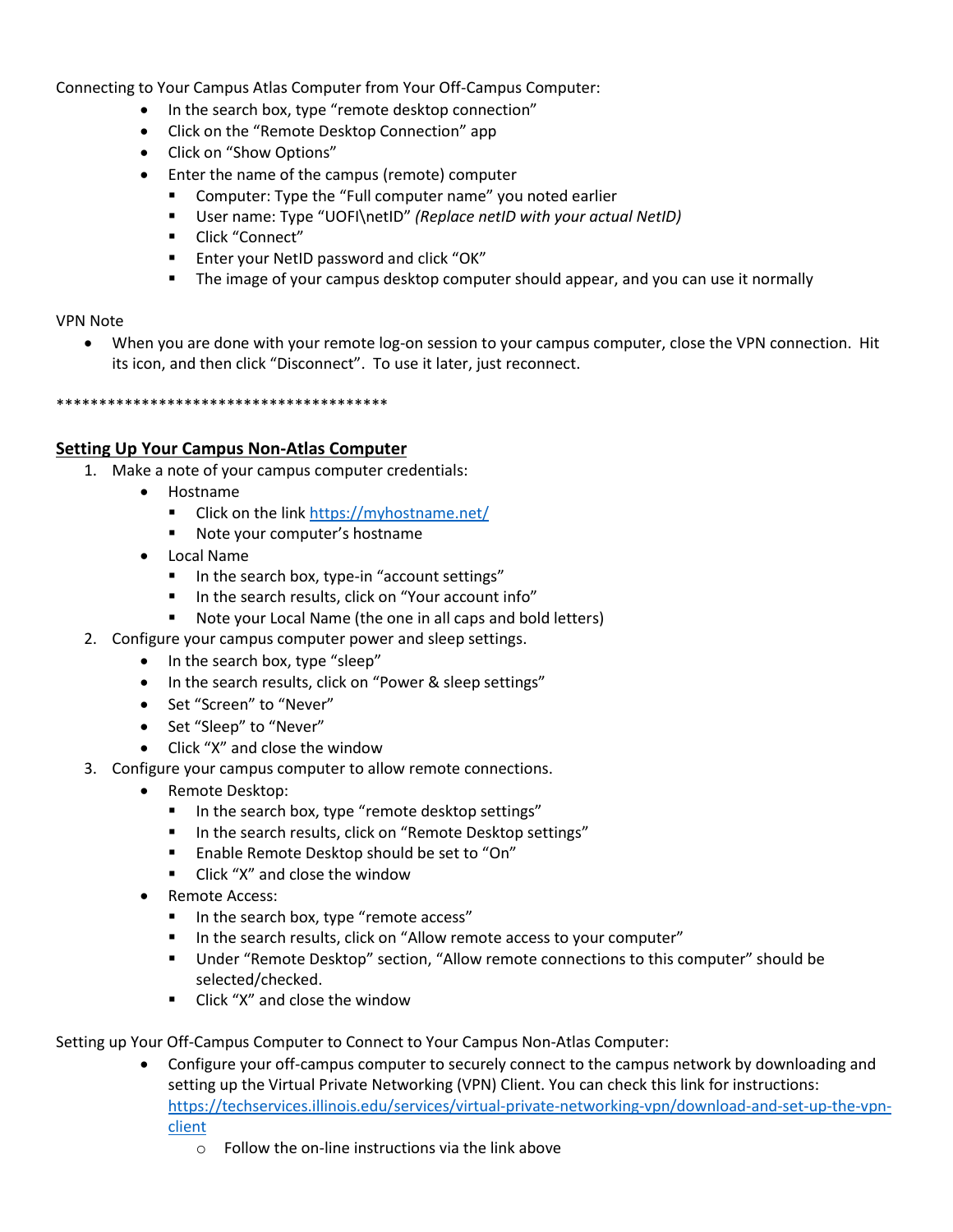Connecting to Your Campus Atlas Computer from Your Off-Campus Computer:

- In the search box, type "remote desktop connection"
- Click on the "Remote Desktop Connection" app
- Click on "Show Options"
- Enter the name of the campus (remote) computer
  - Computer: Type the "Full computer name" you noted earlier
  - User name: Type "UOFI\netID" *(Replace netID with your actual NetID)*
  - Click "Connect"
  - Enter your NetID password and click "OK"
  - The image of your campus desktop computer should appear, and you can use it normally

VPN Note

- When you are done with your remote log-on session to your campus computer, close the VPN connection. Hit its icon, and then click "Disconnect". To use it later, just reconnect.

****************************************

## **Setting Up Your Campus Non-Atlas Computer**

1. Make a note of your campus computer credentials:
   - Hostname
     - Click on the link [https://myhostname.net/](https://myhostname.net/)
     - Note your computer's hostname
   - Local Name
     - In the search box, type-in "account settings"
     - In the search results, click on "Your account info"
     - Note your Local Name (the one in all caps and bold letters)
2. Configure your campus computer power and sleep settings.
   - In the search box, type "sleep"
   - In the search results, click on "Power & sleep settings"
   - Set "Screen" to "Never"
   - Set "Sleep" to "Never"
   - Click "X" and close the window
3. Configure your campus computer to allow remote connections.
   - Remote Desktop:
     - In the search box, type "remote desktop settings"
     - In the search results, click on "Remote Desktop settings"
     - Enable Remote Desktop should be set to "On"
     - Click "X" and close the window
   - Remote Access:
     - In the search box, type "remote access"
     - In the search results, click on "Allow remote access to your computer"
     - Under "Remote Desktop" section, "Allow remote connections to this computer" should be selected/checked.
     - Click "X" and close the window

Setting up Your Off-Campus Computer to Connect to Your Campus Non-Atlas Computer:

- Configure your off-campus computer to securely connect to the campus network by downloading and setting up the Virtual Private Networking (VPN) Client. You can check this link for instructions: [https://techservices.illinois.edu/services/virtual-private-networking-vpn/download-and-set-up-the-vpn-client](https://techservices.illinois.edu/services/virtual-private-networking-vpn/download-and-set-up-the-vpn-client)
  - Follow the on-line instructions via the link above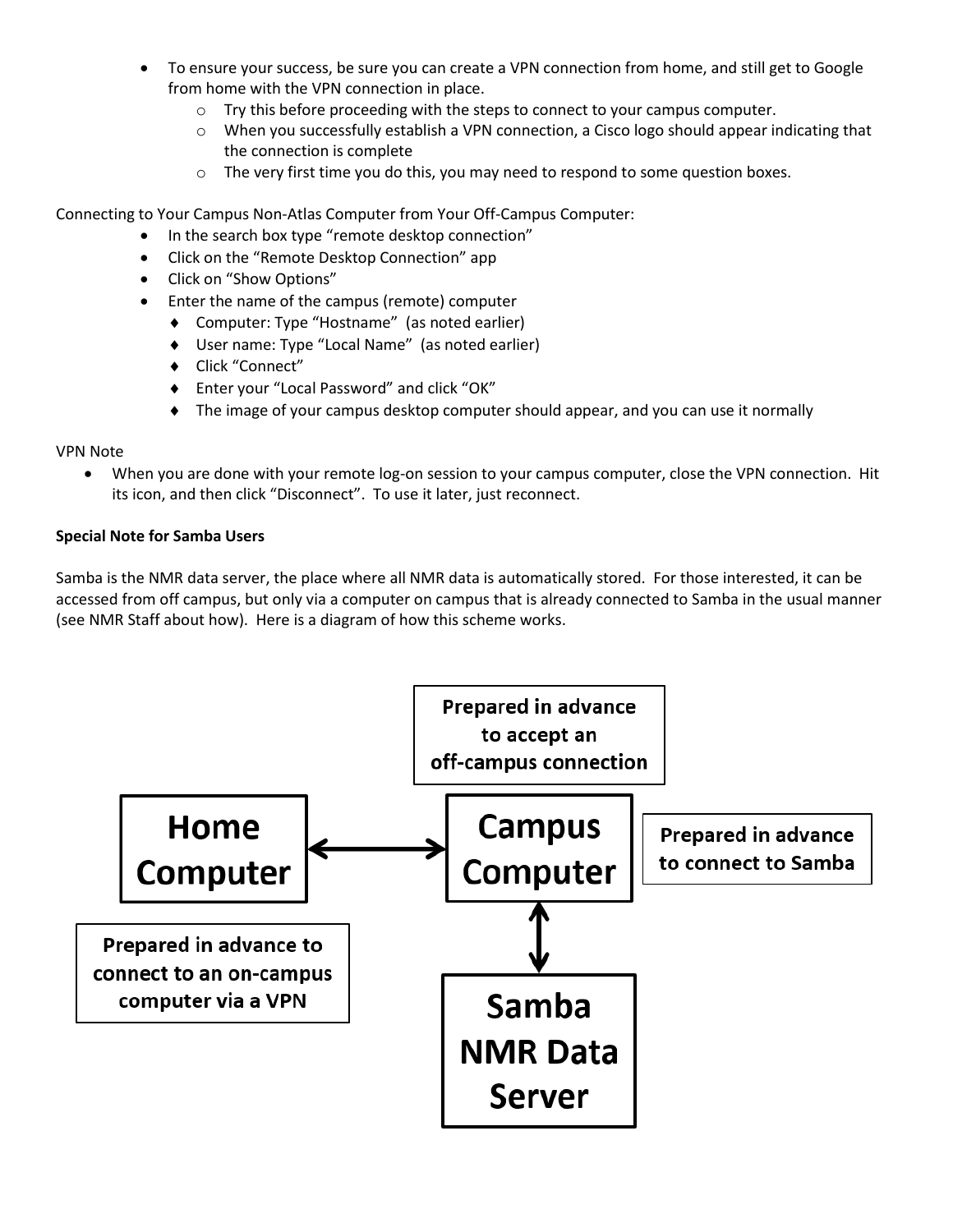- To ensure your success, be sure you can create a VPN connection from home, and still get to Google from home with the VPN connection in place.
  - Try this before proceeding with the steps to connect to your campus computer.
  - When you successfully establish a VPN connection, a Cisco logo should appear indicating that the connection is complete
  - The very first time you do this, you may need to respond to some question boxes.

Connecting to Your Campus Non-Atlas Computer from Your Off-Campus Computer:

- In the search box type "remote desktop connection"
- Click on the "Remote Desktop Connection" app
- Click on "Show Options"
- Enter the name of the campus (remote) computer
  - Computer: Type "Hostname" (as noted earlier)
  - User name: Type "Local Name" (as noted earlier)
  - Click "Connect"
  - Enter your "Local Password" and click "OK"
  - The image of your campus desktop computer should appear, and you can use it normally

VPN Note

- When you are done with your remote log-on session to your campus computer, close the VPN connection. Hit its icon, and then click "Disconnect". To use it later, just reconnect.

**Special Note for Samba Users**

Samba is the NMR data server, the place where all NMR data is automatically stored. For those interested, it can be accessed from off campus, but only via a computer on campus that is already connected to Samba in the usual manner (see NMR Staff about how). Here is a diagram of how this scheme works.

Prepared in advance to accept an off-campus connection

Home Computer

Campus Computer

Prepared in advance to connect to Samba

Prepared in advance to connect to an on-campus computer via a VPN

Samba NMR Data Server